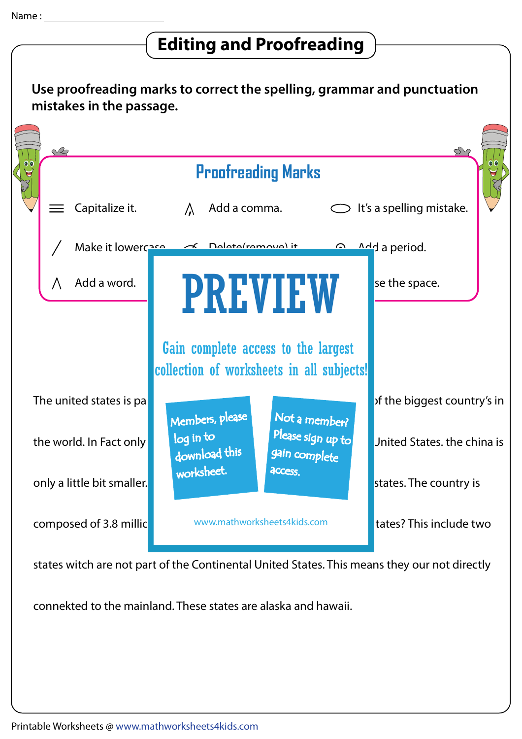Name : ______________________

# Editing and Proofreading

**Use proofreading marks to correct the spelling, grammar and punctuation mistakes in the passage.**

## Proofreading Marks

≡ Capitalize it. ∧ Add a comma. ⬭ It's a spelling mistake.

/ Make it lowercase Delete(remove) it ⊙ Add a period.

∧ Add a word. se the space.

# PREVIEW

Gain complete access to the largest collection of worksheets in all subjects!

Members, please log in to download this worksheet.

Not a member? Please sign up to gain complete access.

www.mathworksheets4kids.com

The united states is pa of the biggest country's in

the world. In Fact only United States. the china is

only a little bit smaller. states. The country is

composed of 3.8 millic tates? This include two

states witch are not part of the Continental United States. This means they our not directly

connekted to the mainland. These states are alaska and hawaii.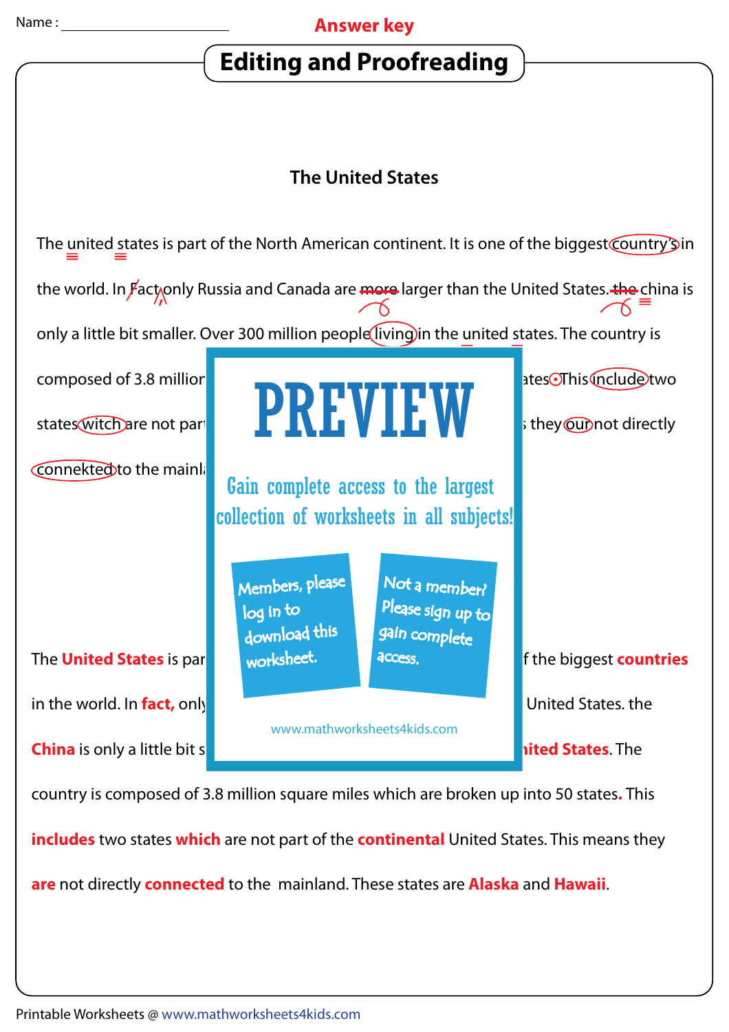Name : ______________________

**Answer key**

# Editing and Proofreading

## The United States

The united states is part of the North American continent. It is one of the biggest country's in the world. In Fact only Russia and Canada are more larger than the United States. the china is only a little bit smaller. Over 300 million people living in the united states. The country is composed of 3.8 million ... ates This include two states witch are not part ... they our not directly connekted to the mainl...

**PREVIEW**

Gain complete access to the largest collection of worksheets in all subjects!

Members, please log in to download this worksheet.

Not a member? Please sign up to gain complete access.

www.mathworksheets4kids.com

The **United States** is par... f the biggest **countries** in the world. In **fact,** only ... United States. the **China** is only a little bit s... **nited States**. The country is composed of 3.8 million square miles which are broken up into 50 states**.** This **includes** two states **which** are not part of the **continental** United States. This means they **are** not directly **connected** to the mainland. These states are **Alaska** and **Hawaii**.